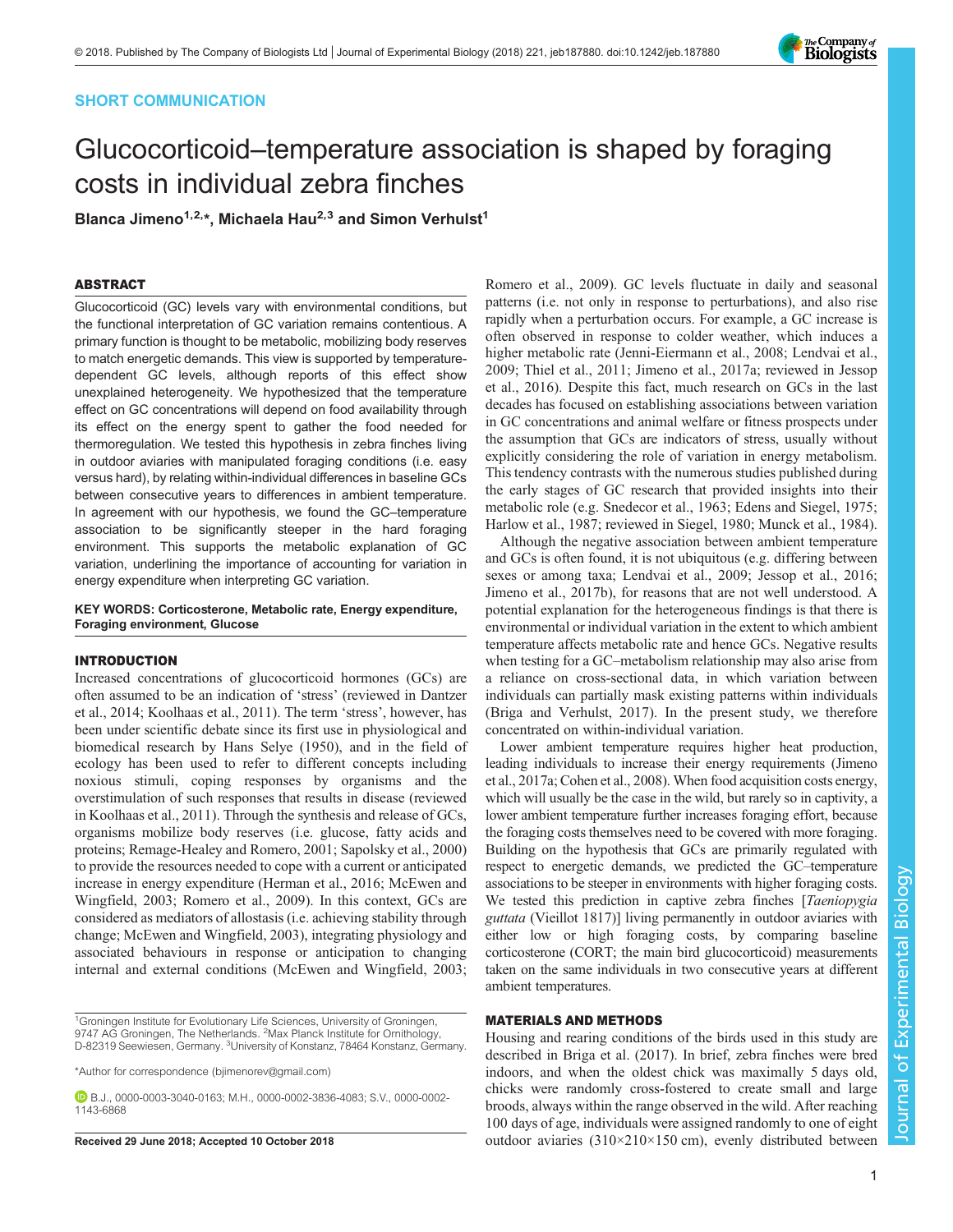SHORT COMMUNICATION

# Glucocorticoid–temperature association is shaped by foraging costs in individual zebra finches

**Blanca Jimeno[1,2,*], Michaela Hau[2,3] and Simon Verhulst[1]**

## ABSTRACT

Glucocorticoid (GC) levels vary with environmental conditions, but the functional interpretation of GC variation remains contentious. A primary function is thought to be metabolic, mobilizing body reserves to match energetic demands. This view is supported by temperature-dependent GC levels, although reports of this effect show unexplained heterogeneity. We hypothesized that the temperature effect on GC concentrations will depend on food availability through its effect on the energy spent to gather the food needed for thermoregulation. We tested this hypothesis in zebra finches living in outdoor aviaries with manipulated foraging conditions (i.e. easy versus hard), by relating within-individual differences in baseline GCs between consecutive years to differences in ambient temperature. In agreement with our hypothesis, we found the GC–temperature association to be significantly steeper in the hard foraging environment. This supports the metabolic explanation of GC variation, underlining the importance of accounting for variation in energy expenditure when interpreting GC variation.

**KEY WORDS: Corticosterone, Metabolic rate, Energy expenditure, Foraging environment, Glucose**

## INTRODUCTION

Increased concentrations of glucocorticoid hormones (GCs) are often assumed to be an indication of 'stress' (reviewed in Dantzer et al., 2014; Koolhaas et al., 2011). The term 'stress', however, has been under scientific debate since its first use in physiological and biomedical research by Hans Selye (1950), and in the field of ecology has been used to refer to different concepts including noxious stimuli, coping responses by organisms and the overstimulation of such responses that results in disease (reviewed in Koolhaas et al., 2011). Through the synthesis and release of GCs, organisms mobilize body reserves (i.e. glucose, fatty acids and proteins; Remage-Healey and Romero, 2001; Sapolsky et al., 2000) to provide the resources needed to cope with a current or anticipated increase in energy expenditure (Herman et al., 2016; McEwen and Wingfield, 2003; Romero et al., 2009). In this context, GCs are considered as mediators of allostasis (i.e. achieving stability through change; McEwen and Wingfield, 2003), integrating physiology and associated behaviours in response or anticipation to changing internal and external conditions (McEwen and Wingfield, 2003; Romero et al., 2009). GC levels fluctuate in daily and seasonal patterns (i.e. not only in response to perturbations), and also rise rapidly when a perturbation occurs. For example, a GC increase is often observed in response to colder weather, which induces a higher metabolic rate (Jenni-Eiermann et al., 2008; Lendvai et al., 2009; Thiel et al., 2011; Jimeno et al., 2017a; reviewed in Jessop et al., 2016). Despite this fact, much research on GCs in the last decades has focused on establishing associations between variation in GC concentrations and animal welfare or fitness prospects under the assumption that GCs are indicators of stress, usually without explicitly considering the role of variation in energy metabolism. This tendency contrasts with the numerous studies published during the early stages of GC research that provided insights into their metabolic role (e.g. Snedecor et al., 1963; Edens and Siegel, 1975; Harlow et al., 1987; reviewed in Siegel, 1980; Munck et al., 1984).

Although the negative association between ambient temperature and GCs is often found, it is not ubiquitous (e.g. differing between sexes or among taxa; Lendvai et al., 2009; Jessop et al., 2016; Jimeno et al., 2017b), for reasons that are not well understood. A potential explanation for the heterogeneous findings is that there is environmental or individual variation in the extent to which ambient temperature affects metabolic rate and hence GCs. Negative results when testing for a GC–metabolism relationship may also arise from a reliance on cross-sectional data, in which variation between individuals can partially mask existing patterns within individuals (Briga and Verhulst, 2017). In the present study, we therefore concentrated on within-individual variation.

Lower ambient temperature requires higher heat production, leading individuals to increase their energy requirements (Jimeno et al., 2017a; Cohen et al., 2008). When food acquisition costs energy, which will usually be the case in the wild, but rarely so in captivity, a lower ambient temperature further increases foraging effort, because the foraging costs themselves need to be covered with more foraging. Building on the hypothesis that GCs are primarily regulated with respect to energetic demands, we predicted the GC–temperature associations to be steeper in environments with higher foraging costs. We tested this prediction in captive zebra finches [*Taeniopygia guttata* (Vieillot 1817)] living permanently in outdoor aviaries with either low or high foraging costs, by comparing baseline corticosterone (CORT; the main bird glucocorticoid) measurements taken on the same individuals in two consecutive years at different ambient temperatures.

## MATERIALS AND METHODS

Housing and rearing conditions of the birds used in this study are described in Briga et al. (2017). In brief, zebra finches were bred indoors, and when the oldest chick was maximally 5 days old, chicks were randomly cross-fostered to create small and large broods, always within the range observed in the wild. After reaching 100 days of age, individuals were assigned randomly to one of eight outdoor aviaries (310×210×150 cm), evenly distributed between

[1]Groningen Institute for Evolutionary Life Sciences, University of Groningen, 9747 AG Groningen, The Netherlands. [2]Max Planck Institute for Ornithology, D-82319 Seewiesen, Germany. [3]University of Konstanz, 78464 Konstanz, Germany.

*Author for correspondence (bjimenorev@gmail.com)

B.J., 0000-0003-3040-0163; M.H., 0000-0002-3836-4083; S.V., 0000-0002-1143-6868

**Received 29 June 2018; Accepted 10 October 2018**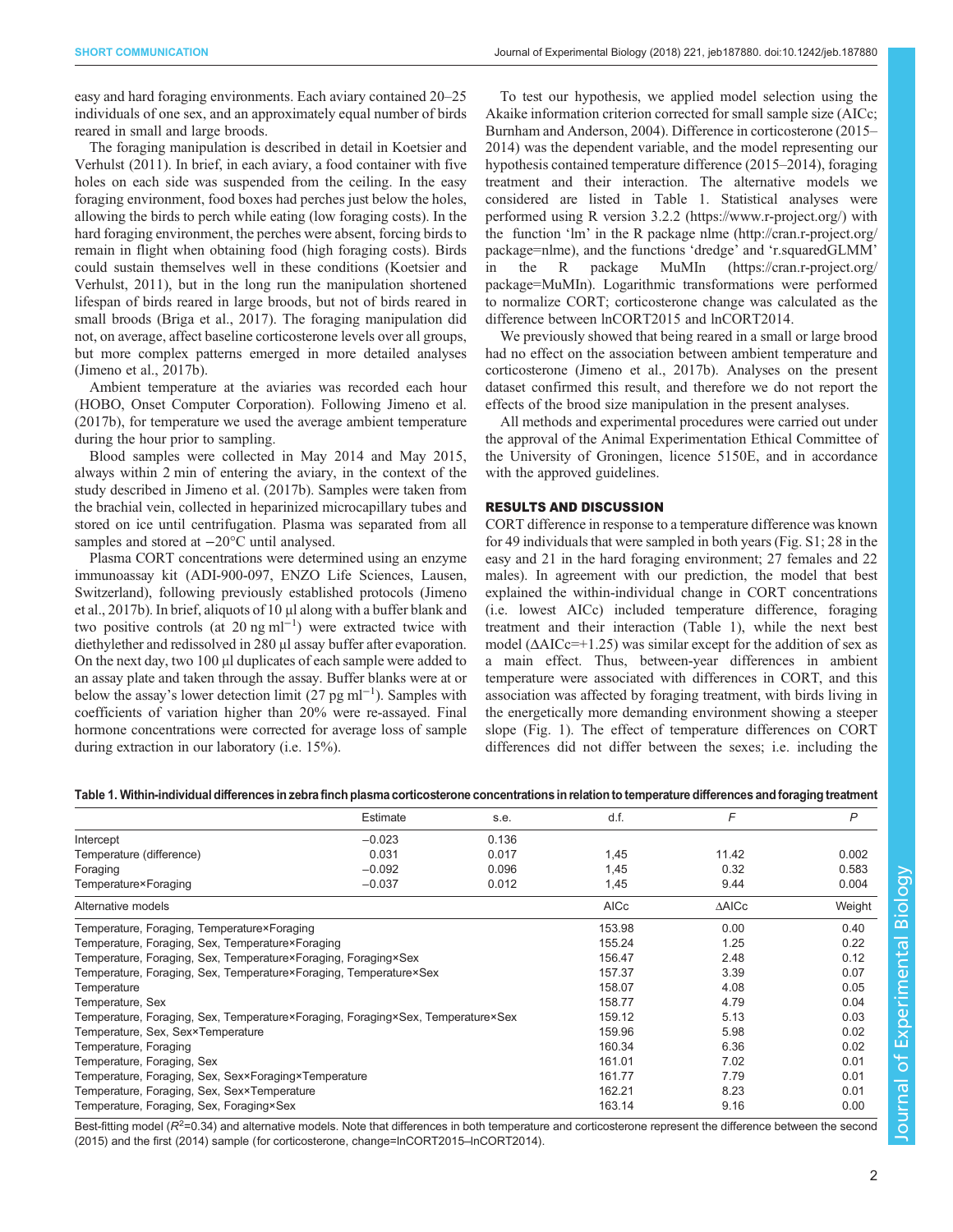easy and hard foraging environments. Each aviary contained 20–25 individuals of one sex, and an approximately equal number of birds reared in small and large broods.

The foraging manipulation is described in detail in Koetsier and Verhulst (2011). In brief, in each aviary, a food container with five holes on each side was suspended from the ceiling. In the easy foraging environment, food boxes had perches just below the holes, allowing the birds to perch while eating (low foraging costs). In the hard foraging environment, the perches were absent, forcing birds to remain in flight when obtaining food (high foraging costs). Birds could sustain themselves well in these conditions (Koetsier and Verhulst, 2011), but in the long run the manipulation shortened lifespan of birds reared in large broods, but not of birds reared in small broods (Briga et al., 2017). The foraging manipulation did not, on average, affect baseline corticosterone levels over all groups, but more complex patterns emerged in more detailed analyses (Jimeno et al., 2017b).

Ambient temperature at the aviaries was recorded each hour (HOBO, Onset Computer Corporation). Following Jimeno et al. (2017b), for temperature we used the average ambient temperature during the hour prior to sampling.

Blood samples were collected in May 2014 and May 2015, always within 2 min of entering the aviary, in the context of the study described in Jimeno et al. (2017b). Samples were taken from the brachial vein, collected in heparinized microcapillary tubes and stored on ice until centrifugation. Plasma was separated from all samples and stored at −20°C until analysed.

Plasma CORT concentrations were determined using an enzyme immunoassay kit (ADI-900-097, ENZO Life Sciences, Lausen, Switzerland), following previously established protocols (Jimeno et al., 2017b). In brief, aliquots of 10 µl along with a buffer blank and two positive controls (at 20 ng ml$^{-1}$) were extracted twice with diethylether and redissolved in 280 µl assay buffer after evaporation. On the next day, two 100 µl duplicates of each sample were added to an assay plate and taken through the assay. Buffer blanks were at or below the assay's lower detection limit (27 pg ml$^{-1}$). Samples with coefficients of variation higher than 20% were re-assayed. Final hormone concentrations were corrected for average loss of sample during extraction in our laboratory (i.e. 15%).

To test our hypothesis, we applied model selection using the Akaike information criterion corrected for small sample size (AICc; Burnham and Anderson, 2004). Difference in corticosterone (2015–2014) was the dependent variable, and the model representing our hypothesis contained temperature difference (2015–2014), foraging treatment and their interaction. The alternative models we considered are listed in Table 1. Statistical analyses were performed using R version 3.2.2 (https://www.r-project.org/) with the function 'lm' in the R package nlme (http://cran.r-project.org/package=nlme), and the functions 'dredge' and 'r.squaredGLMM' in the R package MuMIn (https://cran.r-project.org/package=MuMIn). Logarithmic transformations were performed to normalize CORT; corticosterone change was calculated as the difference between lnCORT2015 and lnCORT2014.

We previously showed that being reared in a small or large brood had no effect on the association between ambient temperature and corticosterone (Jimeno et al., 2017b). Analyses on the present dataset confirmed this result, and therefore we do not report the effects of the brood size manipulation in the present analyses.

All methods and experimental procedures were carried out under the approval of the Animal Experimentation Ethical Committee of the University of Groningen, licence 5150E, and in accordance with the approved guidelines.

## RESULTS AND DISCUSSION

CORT difference in response to a temperature difference was known for 49 individuals that were sampled in both years (Fig. S1; 28 in the easy and 21 in the hard foraging environment; 27 females and 22 males). In agreement with our prediction, the model that best explained the within-individual change in CORT concentrations (i.e. lowest AICc) included temperature difference, foraging treatment and their interaction (Table 1), while the next best model (ΔAICc=+1.25) was similar except for the addition of sex as a main effect. Thus, between-year differences in ambient temperature were associated with differences in CORT, and this association was affected by foraging treatment, with birds living in the energetically more demanding environment showing a steeper slope (Fig. 1). The effect of temperature differences on CORT differences did not differ between the sexes; i.e. including the

**Table 1. Within-individual differences in zebra finch plasma corticosterone concentrations in relation to temperature differences and foraging treatment**

| | Estimate | s.e. | d.f. | *F* | *P* |
|---|---|---|---|---|---|
| Intercept | −0.023 | 0.136 | | | |
| Temperature (difference) | 0.031 | 0.017 | 1,45 | 11.42 | 0.002 |
| Foraging | −0.092 | 0.096 | 1,45 | 0.32 | 0.583 |
| Temperature×Foraging | −0.037 | 0.012 | 1,45 | 9.44 | 0.004 |
| **Alternative models** | | | **AICc** | **ΔAICc** | **Weight** |
| Temperature, Foraging, Temperature×Foraging | | | 153.98 | 0.00 | 0.40 |
| Temperature, Foraging, Sex, Temperature×Foraging | | | 155.24 | 1.25 | 0.22 |
| Temperature, Foraging, Sex, Temperature×Foraging, Foraging×Sex | | | 156.47 | 2.48 | 0.12 |
| Temperature, Foraging, Sex, Temperature×Foraging, Temperature×Sex | | | 157.37 | 3.39 | 0.07 |
| Temperature | | | 158.07 | 4.08 | 0.05 |
| Temperature, Sex | | | 158.77 | 4.79 | 0.04 |
| Temperature, Foraging, Sex, Temperature×Foraging, Foraging×Sex, Temperature×Sex | | | 159.12 | 5.13 | 0.03 |
| Temperature, Sex, Sex×Temperature | | | 159.96 | 5.98 | 0.02 |
| Temperature, Foraging | | | 160.34 | 6.36 | 0.02 |
| Temperature, Foraging, Sex | | | 161.01 | 7.02 | 0.01 |
| Temperature, Foraging, Sex, Sex×Foraging×Temperature | | | 161.77 | 7.79 | 0.01 |
| Temperature, Foraging, Sex, Sex×Temperature | | | 162.21 | 8.23 | 0.01 |
| Temperature, Foraging, Sex, Foraging×Sex | | | 163.14 | 9.16 | 0.00 |

Best-fitting model ($R^2$=0.34) and alternative models. Note that differences in both temperature and corticosterone represent the difference between the second (2015) and the first (2014) sample (for corticosterone, change=lnCORT2015–lnCORT2014).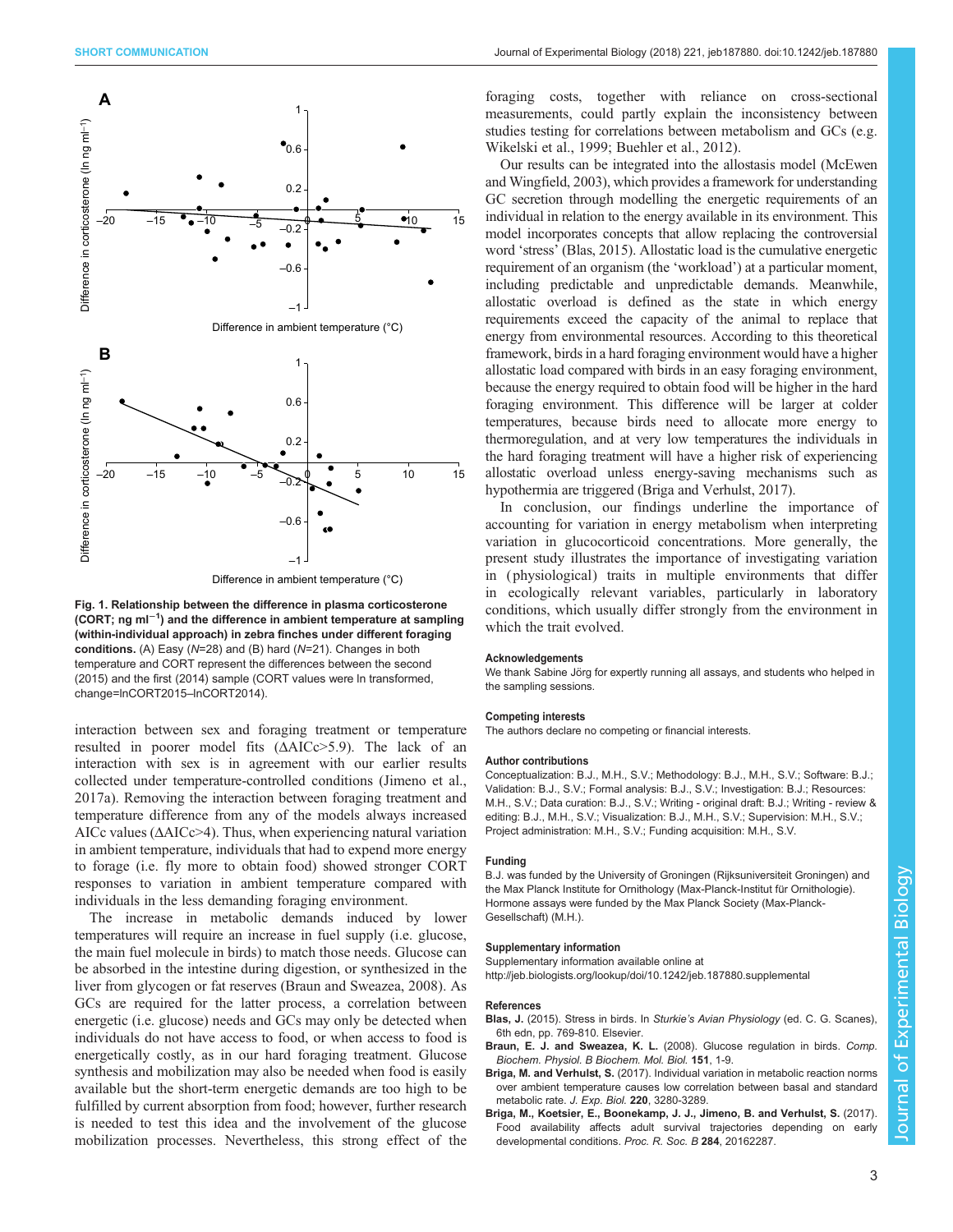Fig. 1. Relationship between the difference in plasma corticosterone (CORT; ng ml$^{-1}$) and the difference in ambient temperature at sampling (within-individual approach) in zebra finches under different foraging conditions. (A) Easy ($N$=28) and (B) hard ($N$=21). Changes in both temperature and CORT represent the differences between the second (2015) and the first (2014) sample (CORT values were ln transformed, change=lnCORT2015–lnCORT2014).

interaction between sex and foraging treatment or temperature resulted in poorer model fits (ΔAICc>5.9). The lack of an interaction with sex is in agreement with our earlier results collected under temperature-controlled conditions (Jimeno et al., 2017a). Removing the interaction between foraging treatment and temperature difference from any of the models always increased AICc values (ΔAICc>4). Thus, when experiencing natural variation in ambient temperature, individuals that had to expend more energy to forage (i.e. fly more to obtain food) showed stronger CORT responses to variation in ambient temperature compared with individuals in the less demanding foraging environment.

The increase in metabolic demands induced by lower temperatures will require an increase in fuel supply (i.e. glucose, the main fuel molecule in birds) to match those needs. Glucose can be absorbed in the intestine during digestion, or synthesized in the liver from glycogen or fat reserves (Braun and Sweazea, 2008). As GCs are required for the latter process, a correlation between energetic (i.e. glucose) needs and GCs may only be detected when individuals do not have access to food, or when access to food is energetically costly, as in our hard foraging treatment. Glucose synthesis and mobilization may also be needed when food is easily available but the short-term energetic demands are too high to be fulfilled by current absorption from food; however, further research is needed to test this idea and the involvement of the glucose mobilization processes. Nevertheless, this strong effect of the foraging costs, together with reliance on cross-sectional measurements, could partly explain the inconsistency between studies testing for correlations between metabolism and GCs (e.g. Wikelski et al., 1999; Buehler et al., 2012).

Our results can be integrated into the allostasis model (McEwen and Wingfield, 2003), which provides a framework for understanding GC secretion through modelling the energetic requirements of an individual in relation to the energy available in its environment. This model incorporates concepts that allow replacing the controversial word 'stress' (Blas, 2015). Allostatic load is the cumulative energetic requirement of an organism (the 'workload') at a particular moment, including predictable and unpredictable demands. Meanwhile, allostatic overload is defined as the state in which energy requirements exceed the capacity of the animal to replace that energy from environmental resources. According to this theoretical framework, birds in a hard foraging environment would have a higher allostatic load compared with birds in an easy foraging environment, because the energy required to obtain food will be higher in the hard foraging environment. This difference will be larger at colder temperatures, because birds need to allocate more energy to thermoregulation, and at very low temperatures the individuals in the hard foraging treatment will have a higher risk of experiencing allostatic overload unless energy-saving mechanisms such as hypothermia are triggered (Briga and Verhulst, 2017).

In conclusion, our findings underline the importance of accounting for variation in energy metabolism when interpreting variation in glucocorticoid concentrations. More generally, the present study illustrates the importance of investigating variation in (physiological) traits in multiple environments that differ in ecologically relevant variables, particularly in laboratory conditions, which usually differ strongly from the environment in which the trait evolved.

#### Acknowledgements
We thank Sabine Jörg for expertly running all assays, and students who helped in the sampling sessions.

#### Competing interests
The authors declare no competing or financial interests.

#### Author contributions
Conceptualization: B.J., M.H., S.V.; Methodology: B.J., M.H., S.V.; Software: B.J.; Validation: B.J., S.V.; Formal analysis: B.J., S.V.; Investigation: B.J.; Resources: M.H., S.V.; Data curation: B.J., S.V.; Writing - original draft: B.J.; Writing - review & editing: B.J., M.H., S.V.; Visualization: B.J., M.H., S.V.; Supervision: M.H., S.V.; Project administration: M.H., S.V.; Funding acquisition: M.H., S.V.

#### Funding
B.J. was funded by the University of Groningen (Rijksuniversiteit Groningen) and the Max Planck Institute for Ornithology (Max-Planck-Institut für Ornithologie). Hormone assays were funded by the Max Planck Society (Max-Planck-Gesellschaft) (M.H.).

#### Supplementary information
Supplementary information available online at http://jeb.biologists.org/lookup/doi/10.1242/jeb.187880.supplemental

#### References
**Blas, J.** (2015). Stress in birds. In *Sturkie's Avian Physiology* (ed. C. G. Scanes), 6th edn, pp. 769-810. Elsevier.

**Braun, E. J. and Sweazea, K. L.** (2008). Glucose regulation in birds. *Comp. Biochem. Physiol. B Biochem. Mol. Biol.* **151**, 1-9.

**Briga, M. and Verhulst, S.** (2017). Individual variation in metabolic reaction norms over ambient temperature causes low correlation between basal and standard metabolic rate. *J. Exp. Biol.* **220**, 3280-3289.

**Briga, M., Koetsier, E., Boonekamp, J. J., Jimeno, B. and Verhulst, S.** (2017). Food availability affects adult survival trajectories depending on early developmental conditions. *Proc. R. Soc. B* **284**, 20162287.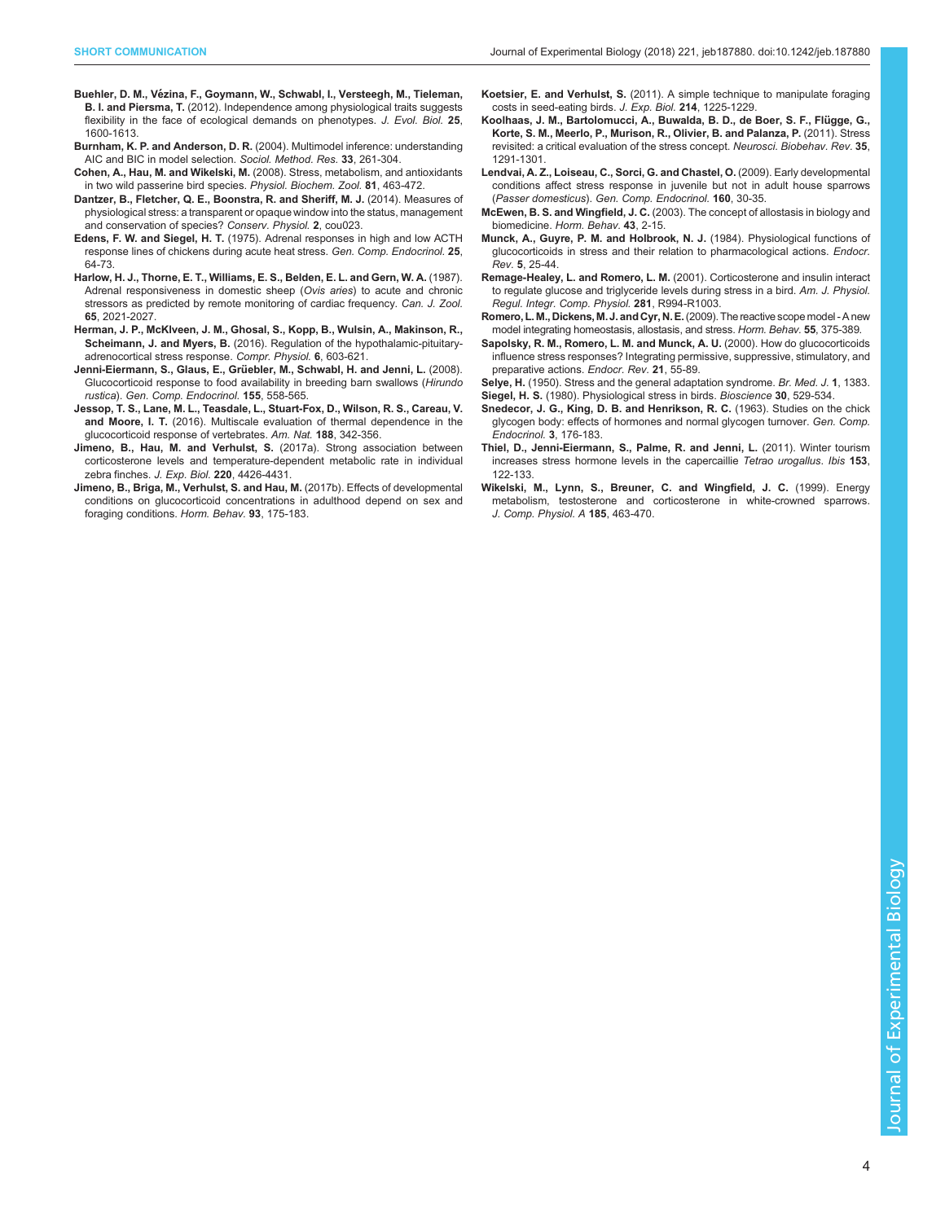**Buehler, D. M., Vézina, F., Goymann, W., Schwabl, I., Versteegh, M., Tieleman, B. I. and Piersma, T.** (2012). Independence among physiological traits suggests flexibility in the face of ecological demands on phenotypes. *J. Evol. Biol.* **25**, 1600-1613.

**Burnham, K. P. and Anderson, D. R.** (2004). Multimodel inference: understanding AIC and BIC in model selection. *Sociol. Method. Res.* **33**, 261-304.

**Cohen, A., Hau, M. and Wikelski, M.** (2008). Stress, metabolism, and antioxidants in two wild passerine bird species. *Physiol. Biochem. Zool.* **81**, 463-472.

**Dantzer, B., Fletcher, Q. E., Boonstra, R. and Sheriff, M. J.** (2014). Measures of physiological stress: a transparent or opaque window into the status, management and conservation of species? *Conserv. Physiol.* **2**, cou023.

**Edens, F. W. and Siegel, H. T.** (1975). Adrenal responses in high and low ACTH response lines of chickens during acute heat stress. *Gen. Comp. Endocrinol.* **25**, 64-73.

**Harlow, H. J., Thorne, E. T., Williams, E. S., Belden, E. L. and Gern, W. A.** (1987). Adrenal responsiveness in domestic sheep (*Ovis aries*) to acute and chronic stressors as predicted by remote monitoring of cardiac frequency. *Can. J. Zool.* **65**, 2021-2027.

**Herman, J. P., McKlveen, J. M., Ghosal, S., Kopp, B., Wulsin, A., Makinson, R., Scheimann, J. and Myers, B.** (2016). Regulation of the hypothalamic-pituitary-adrenocortical stress response. *Compr. Physiol.* **6**, 603-621.

**Jenni-Eiermann, S., Glaus, E., Grüebler, M., Schwabl, H. and Jenni, L.** (2008). Glucocorticoid response to food availability in breeding barn swallows (*Hirundo rustica*). *Gen. Comp. Endocrinol.* **155**, 558-565.

**Jessop, T. S., Lane, M. L., Teasdale, L., Stuart-Fox, D., Wilson, R. S., Careau, V. and Moore, I. T.** (2016). Multiscale evaluation of thermal dependence in the glucocorticoid response of vertebrates. *Am. Nat.* **188**, 342-356.

**Jimeno, B., Hau, M. and Verhulst, S.** (2017a). Strong association between corticosterone levels and temperature-dependent metabolic rate in individual zebra finches. *J. Exp. Biol.* **220**, 4426-4431.

**Jimeno, B., Briga, M., Verhulst, S. and Hau, M.** (2017b). Effects of developmental conditions on glucocorticoid concentrations in adulthood depend on sex and foraging conditions. *Horm. Behav.* **93**, 175-183.

**Koetsier, E. and Verhulst, S.** (2011). A simple technique to manipulate foraging costs in seed-eating birds. *J. Exp. Biol.* **214**, 1225-1229.

**Koolhaas, J. M., Bartolomucci, A., Buwalda, B. D., de Boer, S. F., Flügge, G., Korte, S. M., Meerlo, P., Murison, R., Olivier, B. and Palanza, P.** (2011). Stress revisited: a critical evaluation of the stress concept. *Neurosci. Biobehav. Rev.* **35**, 1291-1301.

**Lendvai, A. Z., Loiseau, C., Sorci, G. and Chastel, O.** (2009). Early developmental conditions affect stress response in juvenile but not in adult house sparrows (*Passer domesticus*). *Gen. Comp. Endocrinol.* **160**, 30-35.

**McEwen, B. S. and Wingfield, J. C.** (2003). The concept of allostasis in biology and biomedicine. *Horm. Behav.* **43**, 2-15.

**Munck, A., Guyre, P. M. and Holbrook, N. J.** (1984). Physiological functions of glucocorticoids in stress and their relation to pharmacological actions. *Endocr. Rev.* **5**, 25-44.

**Remage-Healey, L. and Romero, L. M.** (2001). Corticosterone and insulin interact to regulate glucose and triglyceride levels during stress in a bird. *Am. J. Physiol. Regul. Integr. Comp. Physiol.* **281**, R994-R1003.

**Romero, L. M., Dickens, M. J. and Cyr, N. E.** (2009). The reactive scope model - A new model integrating homeostasis, allostasis, and stress. *Horm. Behav.* **55**, 375-389.

**Sapolsky, R. M., Romero, L. M. and Munck, A. U.** (2000). How do glucocorticoids influence stress responses? Integrating permissive, suppressive, stimulatory, and preparative actions. *Endocr. Rev.* **21**, 55-89.

**Selye, H.** (1950). Stress and the general adaptation syndrome. *Br. Med. J.* **1**, 1383.

**Siegel, H. S.** (1980). Physiological stress in birds. *Bioscience* **30**, 529-534.

**Snedecor, J. G., King, D. B. and Henrikson, R. C.** (1963). Studies on the chick glycogen body: effects of hormones and normal glycogen turnover. *Gen. Comp. Endocrinol.* **3**, 176-183.

**Thiel, D., Jenni-Eiermann, S., Palme, R. and Jenni, L.** (2011). Winter tourism increases stress hormone levels in the capercaillie *Tetrao urogallus*. *Ibis* **153**, 122-133.

**Wikelski, M., Lynn, S., Breuner, C. and Wingfield, J. C.** (1999). Energy metabolism, testosterone and corticosterone in white-crowned sparrows. *J. Comp. Physiol. A* **185**, 463-470.